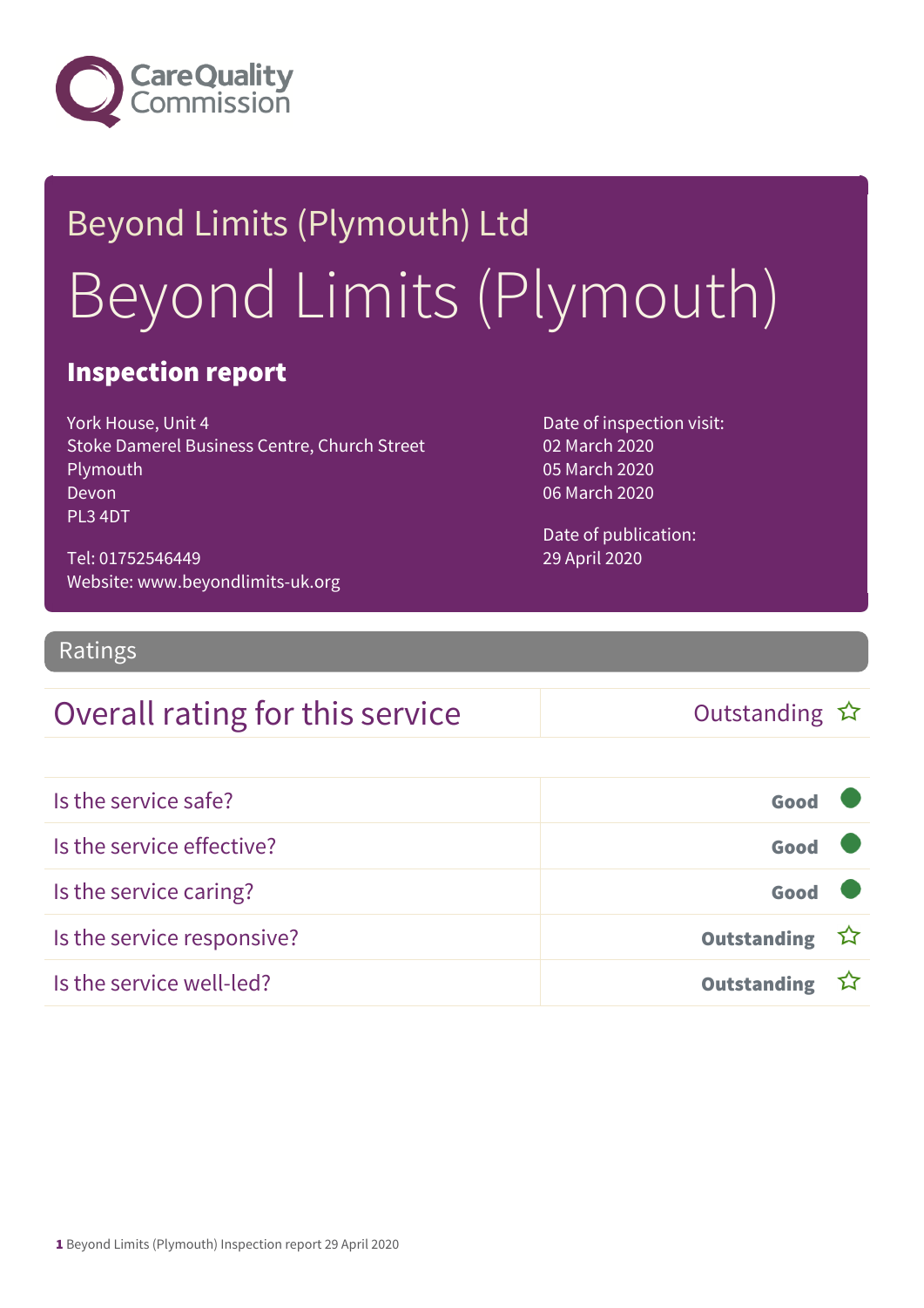# Beyond Limits (Plymouth) Ltd

# Beyond Limits (Plymouth)

## Inspection report

York House, Unit 4
Stoke Damerel Business Centre, Church Street
Plymouth
Devon
PL3 4DT

Tel: 01752546449
Website: www.beyondlimits-uk.org

Date of inspection visit:
02 March 2020
05 March 2020
06 March 2020

Date of publication:
29 April 2020

## Ratings

| Overall rating for this service | Outstanding ☆ |
|---|---|

| | |
|---|---|
| Is the service safe? | Good |
| Is the service effective? | Good |
| Is the service caring? | Good |
| Is the service responsive? | Outstanding ☆ |
| Is the service well-led? | Outstanding ☆ |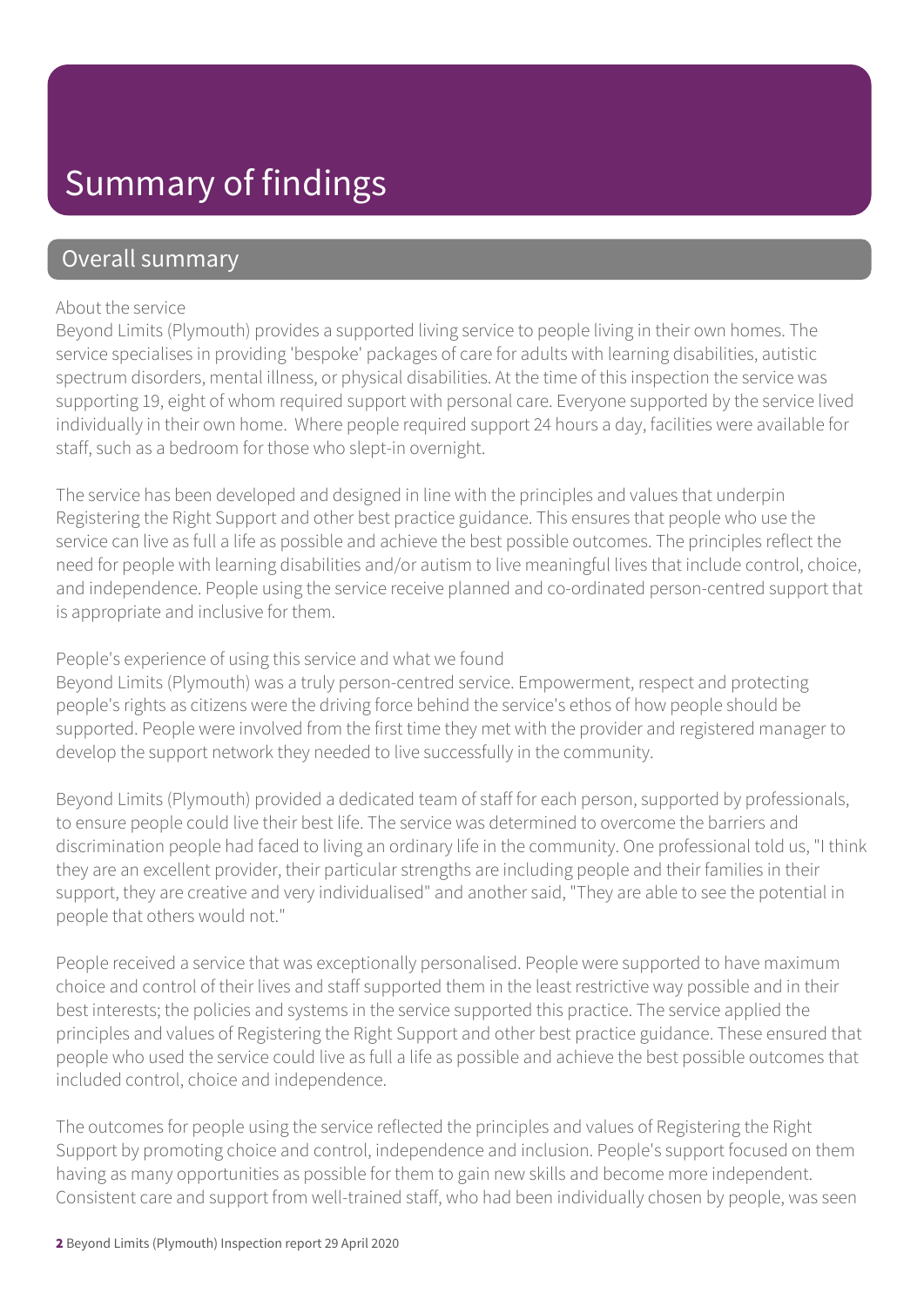# Summary of findings

## Overall summary

About the service

Beyond Limits (Plymouth) provides a supported living service to people living in their own homes. The service specialises in providing 'bespoke' packages of care for adults with learning disabilities, autistic spectrum disorders, mental illness, or physical disabilities. At the time of this inspection the service was supporting 19, eight of whom required support with personal care. Everyone supported by the service lived individually in their own home. Where people required support 24 hours a day, facilities were available for staff, such as a bedroom for those who slept-in overnight.

The service has been developed and designed in line with the principles and values that underpin Registering the Right Support and other best practice guidance. This ensures that people who use the service can live as full a life as possible and achieve the best possible outcomes. The principles reflect the need for people with learning disabilities and/or autism to live meaningful lives that include control, choice, and independence. People using the service receive planned and co-ordinated person-centred support that is appropriate and inclusive for them.

People's experience of using this service and what we found

Beyond Limits (Plymouth) was a truly person-centred service. Empowerment, respect and protecting people's rights as citizens were the driving force behind the service's ethos of how people should be supported. People were involved from the first time they met with the provider and registered manager to develop the support network they needed to live successfully in the community.

Beyond Limits (Plymouth) provided a dedicated team of staff for each person, supported by professionals, to ensure people could live their best life. The service was determined to overcome the barriers and discrimination people had faced to living an ordinary life in the community. One professional told us, "I think they are an excellent provider, their particular strengths are including people and their families in their support, they are creative and very individualised" and another said, "They are able to see the potential in people that others would not."

People received a service that was exceptionally personalised. People were supported to have maximum choice and control of their lives and staff supported them in the least restrictive way possible and in their best interests; the policies and systems in the service supported this practice. The service applied the principles and values of Registering the Right Support and other best practice guidance. These ensured that people who used the service could live as full a life as possible and achieve the best possible outcomes that included control, choice and independence.

The outcomes for people using the service reflected the principles and values of Registering the Right Support by promoting choice and control, independence and inclusion. People's support focused on them having as many opportunities as possible for them to gain new skills and become more independent. Consistent care and support from well-trained staff, who had been individually chosen by people, was seen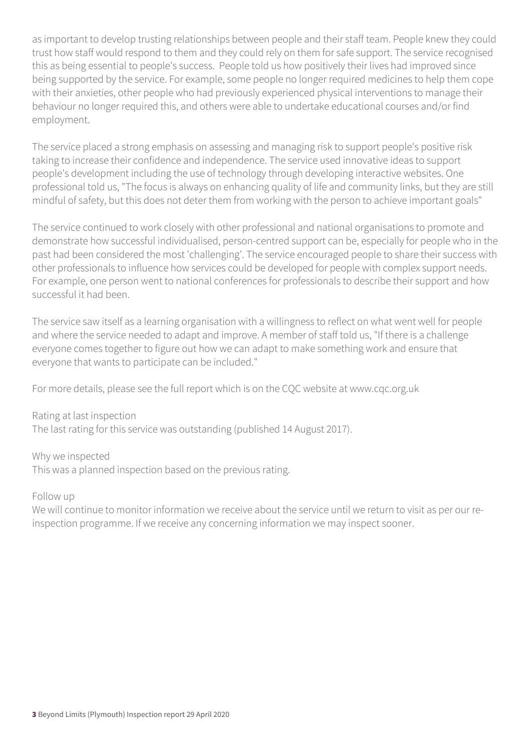as important to develop trusting relationships between people and their staff team. People knew they could trust how staff would respond to them and they could rely on them for safe support. The service recognised this as being essential to people's success. People told us how positively their lives had improved since being supported by the service. For example, some people no longer required medicines to help them cope with their anxieties, other people who had previously experienced physical interventions to manage their behaviour no longer required this, and others were able to undertake educational courses and/or find employment.

The service placed a strong emphasis on assessing and managing risk to support people's positive risk taking to increase their confidence and independence. The service used innovative ideas to support people's development including the use of technology through developing interactive websites. One professional told us, "The focus is always on enhancing quality of life and community links, but they are still mindful of safety, but this does not deter them from working with the person to achieve important goals"

The service continued to work closely with other professional and national organisations to promote and demonstrate how successful individualised, person-centred support can be, especially for people who in the past had been considered the most 'challenging'. The service encouraged people to share their success with other professionals to influence how services could be developed for people with complex support needs. For example, one person went to national conferences for professionals to describe their support and how successful it had been.

The service saw itself as a learning organisation with a willingness to reflect on what went well for people and where the service needed to adapt and improve. A member of staff told us, "If there is a challenge everyone comes together to figure out how we can adapt to make something work and ensure that everyone that wants to participate can be included."

For more details, please see the full report which is on the CQC website at www.cqc.org.uk

Rating at last inspection
The last rating for this service was outstanding (published 14 August 2017).

Why we inspected
This was a planned inspection based on the previous rating.

Follow up
We will continue to monitor information we receive about the service until we return to visit as per our re-inspection programme. If we receive any concerning information we may inspect sooner.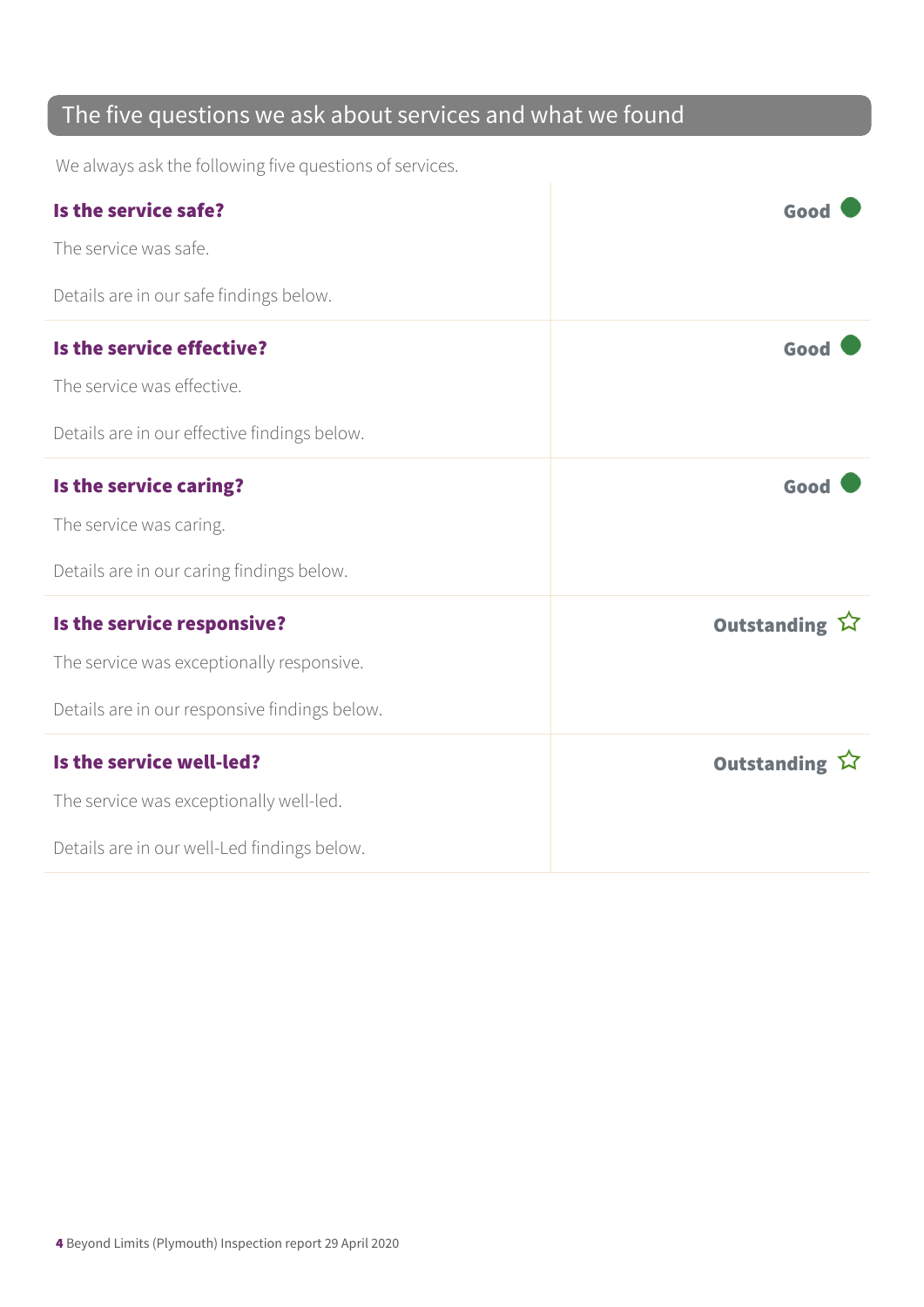## The five questions we ask about services and what we found

We always ask the following five questions of services.

**Is the service safe?** — **Good**

The service was safe.

Details are in our safe findings below.

**Is the service effective?** — **Good**

The service was effective.

Details are in our effective findings below.

**Is the service caring?** — **Good**

The service was caring.

Details are in our caring findings below.

**Is the service responsive?** — **Outstanding** ☆

The service was exceptionally responsive.

Details are in our responsive findings below.

**Is the service well-led?** — **Outstanding** ☆

The service was exceptionally well-led.

Details are in our well-Led findings below.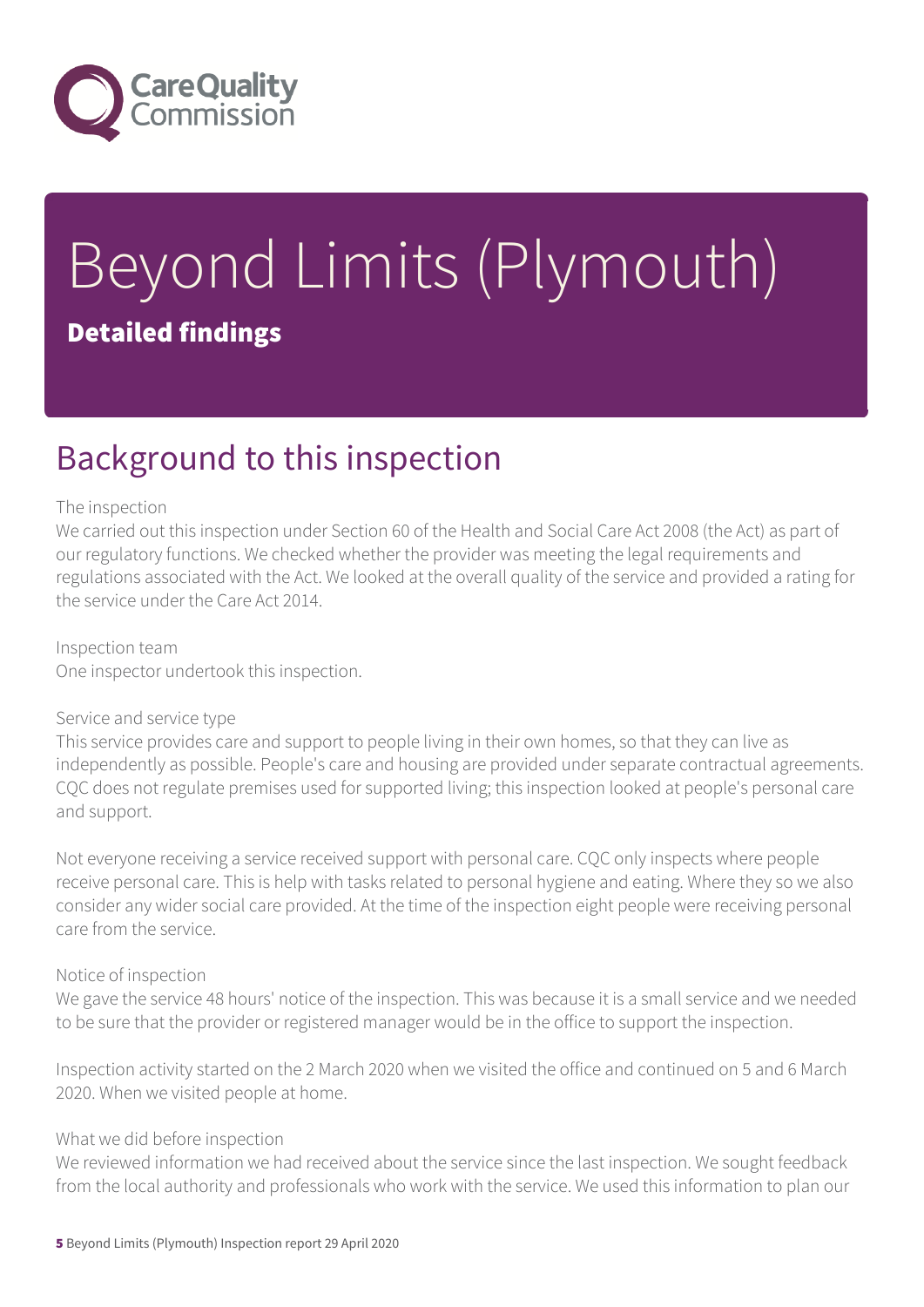# Beyond Limits (Plymouth)

**Detailed findings**

## Background to this inspection

The inspection
We carried out this inspection under Section 60 of the Health and Social Care Act 2008 (the Act) as part of our regulatory functions. We checked whether the provider was meeting the legal requirements and regulations associated with the Act. We looked at the overall quality of the service and provided a rating for the service under the Care Act 2014.

Inspection team
One inspector undertook this inspection.

Service and service type
This service provides care and support to people living in their own homes, so that they can live as independently as possible. People's care and housing are provided under separate contractual agreements. CQC does not regulate premises used for supported living; this inspection looked at people's personal care and support.

Not everyone receiving a service received support with personal care. CQC only inspects where people receive personal care. This is help with tasks related to personal hygiene and eating. Where they so we also consider any wider social care provided. At the time of the inspection eight people were receiving personal care from the service.

Notice of inspection
We gave the service 48 hours' notice of the inspection. This was because it is a small service and we needed to be sure that the provider or registered manager would be in the office to support the inspection.

Inspection activity started on the 2 March 2020 when we visited the office and continued on 5 and 6 March 2020. When we visited people at home.

What we did before inspection
We reviewed information we had received about the service since the last inspection. We sought feedback from the local authority and professionals who work with the service. We used this information to plan our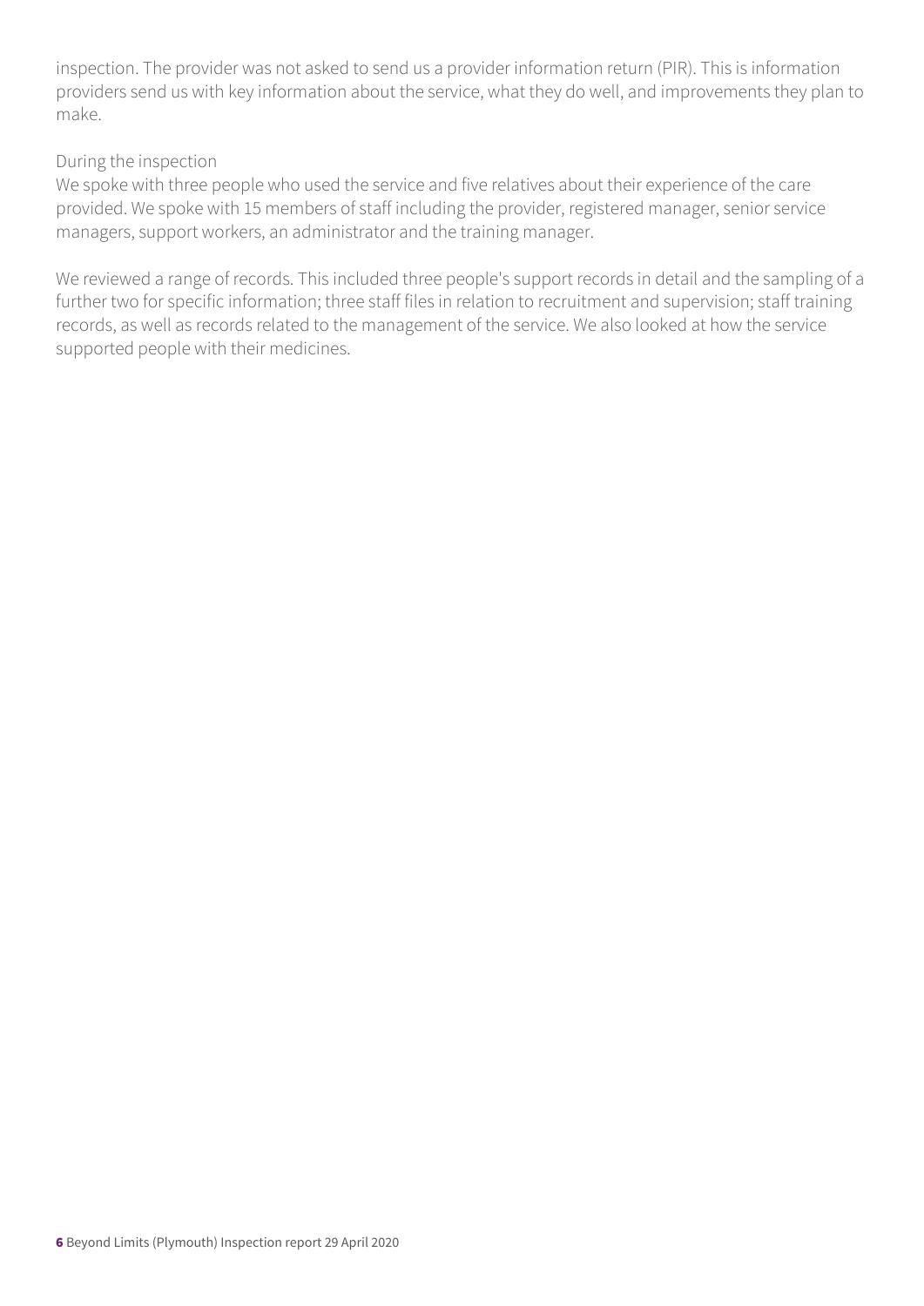inspection. The provider was not asked to send us a provider information return (PIR). This is information providers send us with key information about the service, what they do well, and improvements they plan to make.

During the inspection

We spoke with three people who used the service and five relatives about their experience of the care provided. We spoke with 15 members of staff including the provider, registered manager, senior service managers, support workers, an administrator and the training manager.

We reviewed a range of records. This included three people's support records in detail and the sampling of a further two for specific information; three staff files in relation to recruitment and supervision; staff training records, as well as records related to the management of the service. We also looked at how the service supported people with their medicines.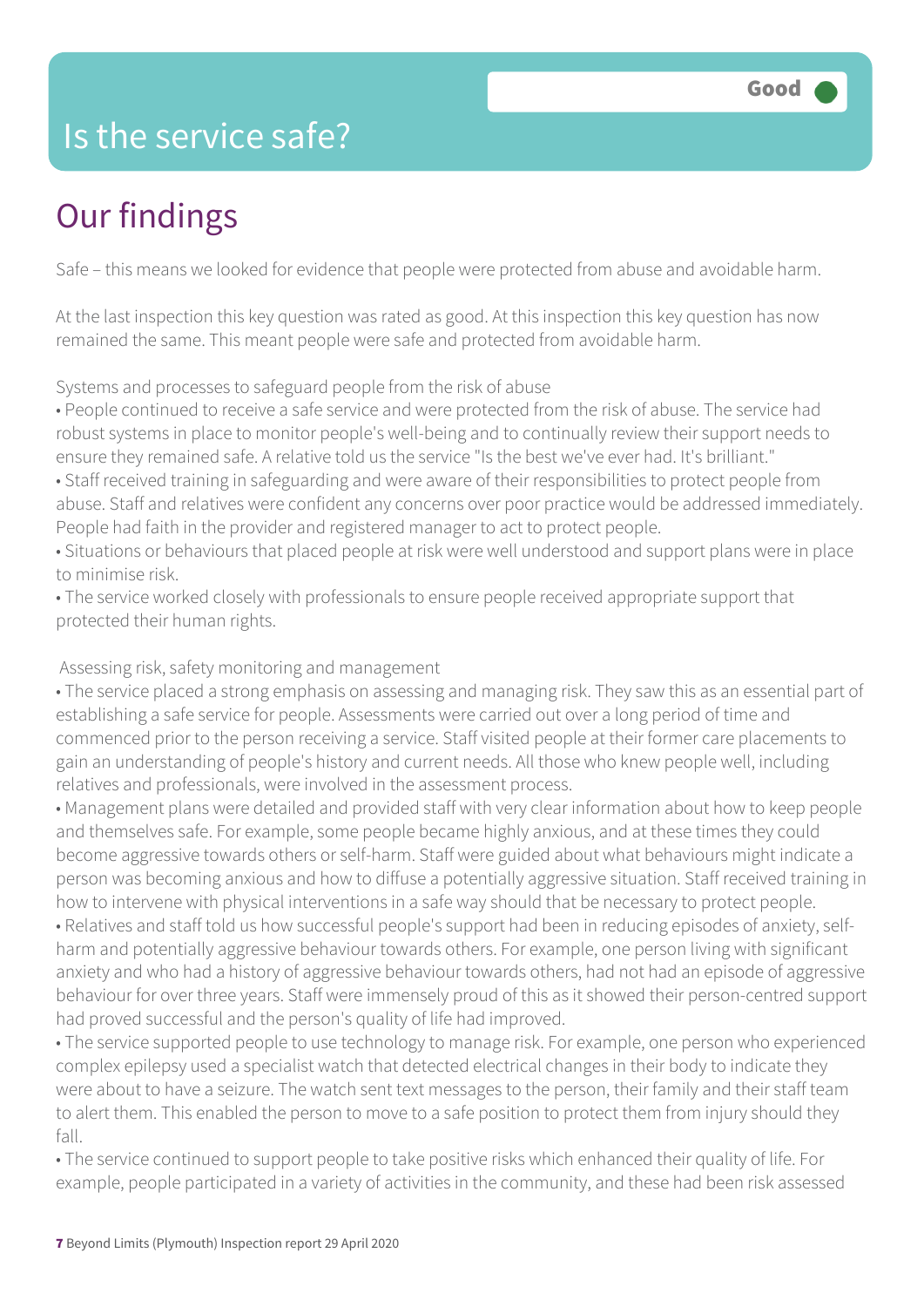# Is the service safe?

Good

## Our findings

Safe – this means we looked for evidence that people were protected from abuse and avoidable harm.

At the last inspection this key question was rated as good. At this inspection this key question has now remained the same. This meant people were safe and protected from avoidable harm.

Systems and processes to safeguard people from the risk of abuse

- People continued to receive a safe service and were protected from the risk of abuse. The service had robust systems in place to monitor people's well-being and to continually review their support needs to ensure they remained safe. A relative told us the service "Is the best we've ever had. It's brilliant."
- Staff received training in safeguarding and were aware of their responsibilities to protect people from abuse. Staff and relatives were confident any concerns over poor practice would be addressed immediately. People had faith in the provider and registered manager to act to protect people.
- Situations or behaviours that placed people at risk were well understood and support plans were in place to minimise risk.
- The service worked closely with professionals to ensure people received appropriate support that protected their human rights.

Assessing risk, safety monitoring and management

- The service placed a strong emphasis on assessing and managing risk. They saw this as an essential part of establishing a safe service for people. Assessments were carried out over a long period of time and commenced prior to the person receiving a service. Staff visited people at their former care placements to gain an understanding of people's history and current needs. All those who knew people well, including relatives and professionals, were involved in the assessment process.
- Management plans were detailed and provided staff with very clear information about how to keep people and themselves safe. For example, some people became highly anxious, and at these times they could become aggressive towards others or self-harm. Staff were guided about what behaviours might indicate a person was becoming anxious and how to diffuse a potentially aggressive situation. Staff received training in how to intervene with physical interventions in a safe way should that be necessary to protect people.
- Relatives and staff told us how successful people's support had been in reducing episodes of anxiety, self-harm and potentially aggressive behaviour towards others. For example, one person living with significant anxiety and who had a history of aggressive behaviour towards others, had not had an episode of aggressive behaviour for over three years. Staff were immensely proud of this as it showed their person-centred support had proved successful and the person's quality of life had improved.
- The service supported people to use technology to manage risk. For example, one person who experienced complex epilepsy used a specialist watch that detected electrical changes in their body to indicate they were about to have a seizure. The watch sent text messages to the person, their family and their staff team to alert them. This enabled the person to move to a safe position to protect them from injury should they fall.
- The service continued to support people to take positive risks which enhanced their quality of life. For example, people participated in a variety of activities in the community, and these had been risk assessed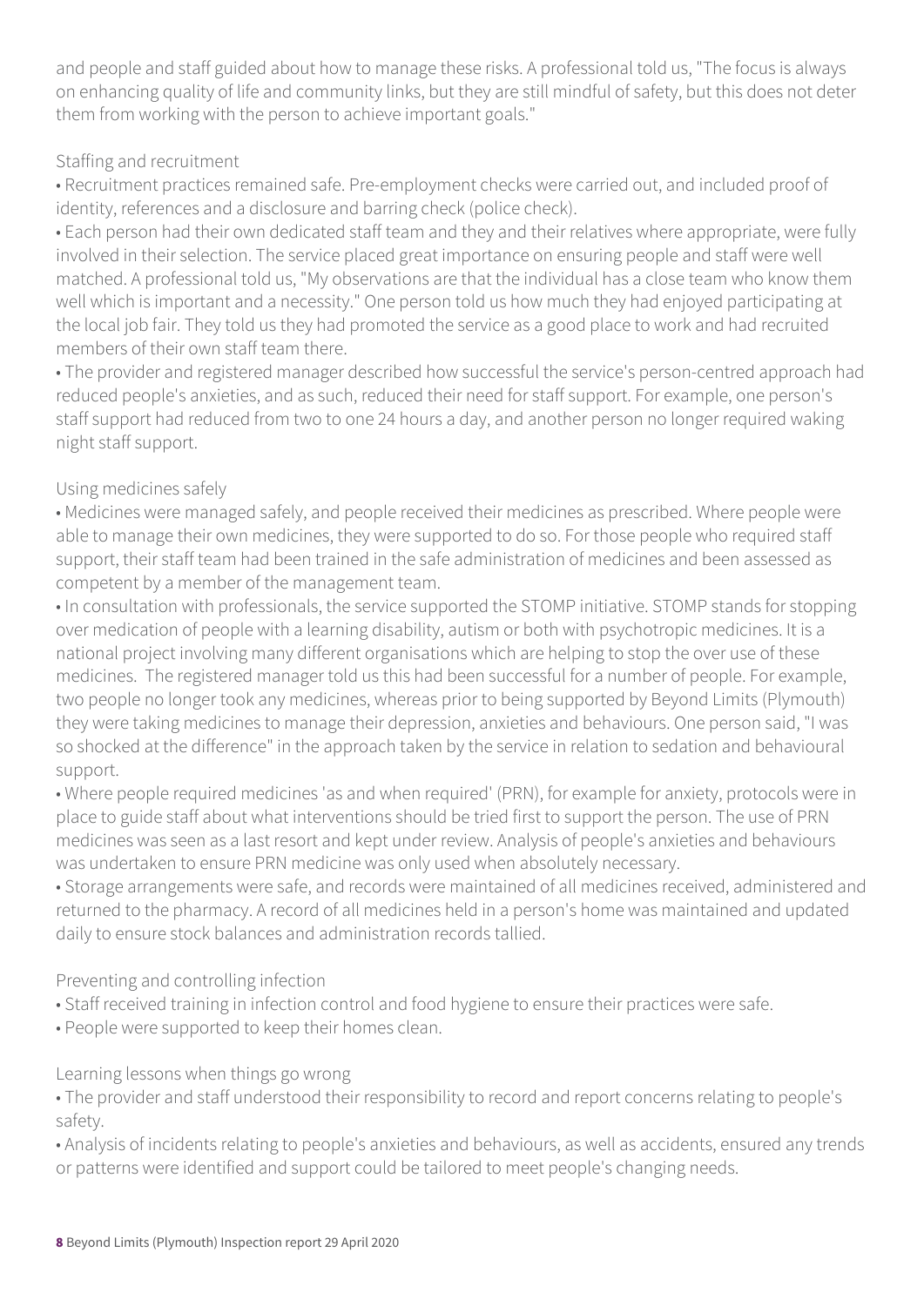and people and staff guided about how to manage these risks. A professional told us, "The focus is always on enhancing quality of life and community links, but they are still mindful of safety, but this does not deter them from working with the person to achieve important goals."

Staffing and recruitment

- Recruitment practices remained safe. Pre-employment checks were carried out, and included proof of identity, references and a disclosure and barring check (police check).
- Each person had their own dedicated staff team and they and their relatives where appropriate, were fully involved in their selection. The service placed great importance on ensuring people and staff were well matched. A professional told us, "My observations are that the individual has a close team who know them well which is important and a necessity." One person told us how much they had enjoyed participating at the local job fair. They told us they had promoted the service as a good place to work and had recruited members of their own staff team there.
- The provider and registered manager described how successful the service's person-centred approach had reduced people's anxieties, and as such, reduced their need for staff support. For example, one person's staff support had reduced from two to one 24 hours a day, and another person no longer required waking night staff support.

Using medicines safely

- Medicines were managed safely, and people received their medicines as prescribed. Where people were able to manage their own medicines, they were supported to do so. For those people who required staff support, their staff team had been trained in the safe administration of medicines and been assessed as competent by a member of the management team.
- In consultation with professionals, the service supported the STOMP initiative. STOMP stands for stopping over medication of people with a learning disability, autism or both with psychotropic medicines. It is a national project involving many different organisations which are helping to stop the over use of these medicines. The registered manager told us this had been successful for a number of people. For example, two people no longer took any medicines, whereas prior to being supported by Beyond Limits (Plymouth) they were taking medicines to manage their depression, anxieties and behaviours. One person said, "I was so shocked at the difference" in the approach taken by the service in relation to sedation and behavioural support.
- Where people required medicines 'as and when required' (PRN), for example for anxiety, protocols were in place to guide staff about what interventions should be tried first to support the person. The use of PRN medicines was seen as a last resort and kept under review. Analysis of people's anxieties and behaviours was undertaken to ensure PRN medicine was only used when absolutely necessary.
- Storage arrangements were safe, and records were maintained of all medicines received, administered and returned to the pharmacy. A record of all medicines held in a person's home was maintained and updated daily to ensure stock balances and administration records tallied.

Preventing and controlling infection

- Staff received training in infection control and food hygiene to ensure their practices were safe.
- People were supported to keep their homes clean.

Learning lessons when things go wrong

- The provider and staff understood their responsibility to record and report concerns relating to people's safety.
- Analysis of incidents relating to people's anxieties and behaviours, as well as accidents, ensured any trends or patterns were identified and support could be tailored to meet people's changing needs.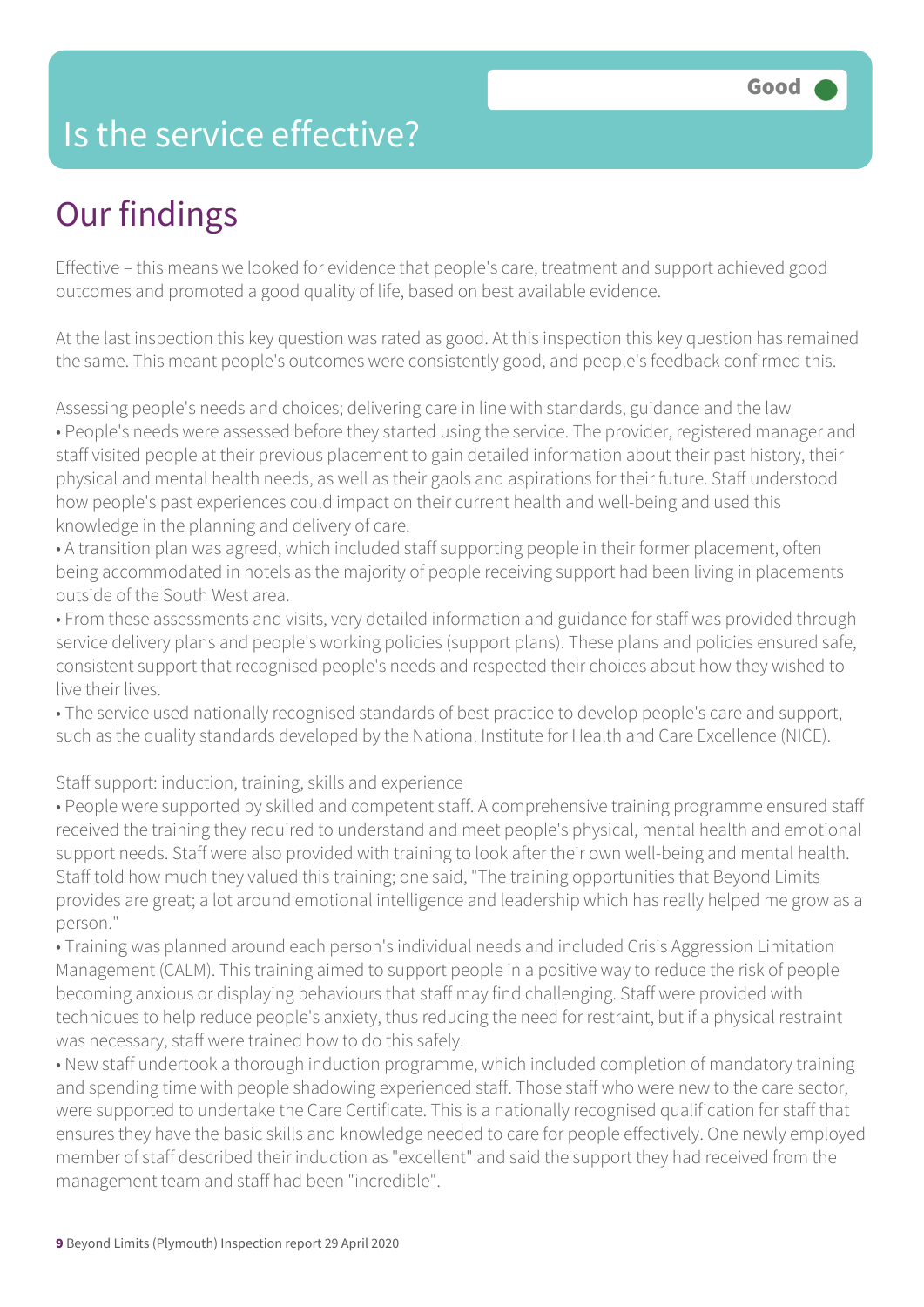# Is the service effective?

Good

## Our findings

Effective – this means we looked for evidence that people's care, treatment and support achieved good outcomes and promoted a good quality of life, based on best available evidence.

At the last inspection this key question was rated as good. At this inspection this key question has remained the same. This meant people's outcomes were consistently good, and people's feedback confirmed this.

Assessing people's needs and choices; delivering care in line with standards, guidance and the law

- People's needs were assessed before they started using the service. The provider, registered manager and staff visited people at their previous placement to gain detailed information about their past history, their physical and mental health needs, as well as their gaols and aspirations for their future. Staff understood how people's past experiences could impact on their current health and well-being and used this knowledge in the planning and delivery of care.
- A transition plan was agreed, which included staff supporting people in their former placement, often being accommodated in hotels as the majority of people receiving support had been living in placements outside of the South West area.
- From these assessments and visits, very detailed information and guidance for staff was provided through service delivery plans and people's working policies (support plans). These plans and policies ensured safe, consistent support that recognised people's needs and respected their choices about how they wished to live their lives.
- The service used nationally recognised standards of best practice to develop people's care and support, such as the quality standards developed by the National Institute for Health and Care Excellence (NICE).

Staff support: induction, training, skills and experience

- People were supported by skilled and competent staff. A comprehensive training programme ensured staff received the training they required to understand and meet people's physical, mental health and emotional support needs. Staff were also provided with training to look after their own well-being and mental health. Staff told how much they valued this training; one said, "The training opportunities that Beyond Limits provides are great; a lot around emotional intelligence and leadership which has really helped me grow as a person."
- Training was planned around each person's individual needs and included Crisis Aggression Limitation Management (CALM). This training aimed to support people in a positive way to reduce the risk of people becoming anxious or displaying behaviours that staff may find challenging. Staff were provided with techniques to help reduce people's anxiety, thus reducing the need for restraint, but if a physical restraint was necessary, staff were trained how to do this safely.
- New staff undertook a thorough induction programme, which included completion of mandatory training and spending time with people shadowing experienced staff. Those staff who were new to the care sector, were supported to undertake the Care Certificate. This is a nationally recognised qualification for staff that ensures they have the basic skills and knowledge needed to care for people effectively. One newly employed member of staff described their induction as "excellent" and said the support they had received from the management team and staff had been "incredible".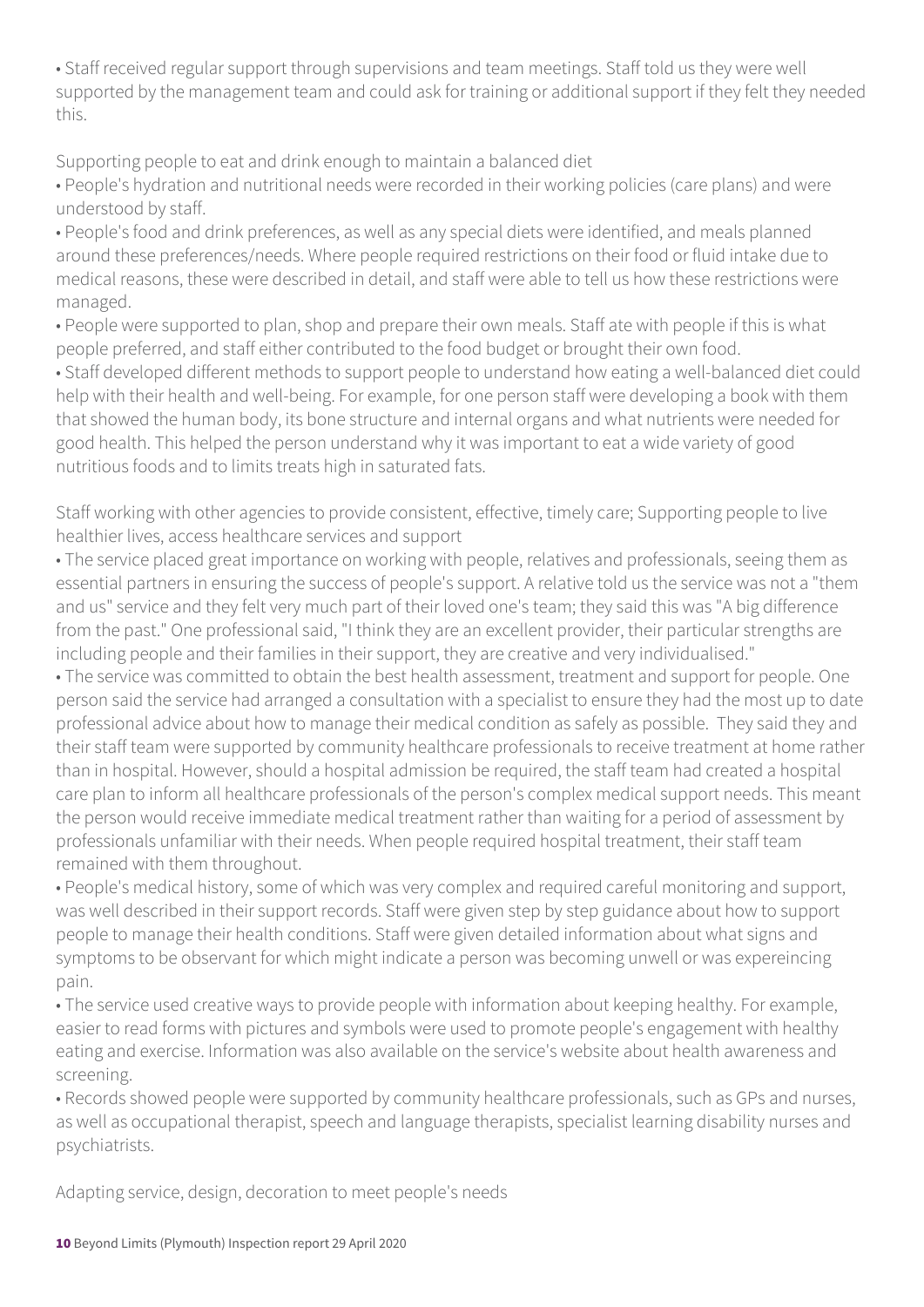- Staff received regular support through supervisions and team meetings. Staff told us they were well supported by the management team and could ask for training or additional support if they felt they needed this.

Supporting people to eat and drink enough to maintain a balanced diet

- People's hydration and nutritional needs were recorded in their working policies (care plans) and were understood by staff.
- People's food and drink preferences, as well as any special diets were identified, and meals planned around these preferences/needs. Where people required restrictions on their food or fluid intake due to medical reasons, these were described in detail, and staff were able to tell us how these restrictions were managed.
- People were supported to plan, shop and prepare their own meals. Staff ate with people if this is what people preferred, and staff either contributed to the food budget or brought their own food.
- Staff developed different methods to support people to understand how eating a well-balanced diet could help with their health and well-being. For example, for one person staff were developing a book with them that showed the human body, its bone structure and internal organs and what nutrients were needed for good health. This helped the person understand why it was important to eat a wide variety of good nutritious foods and to limits treats high in saturated fats.

Staff working with other agencies to provide consistent, effective, timely care; Supporting people to live healthier lives, access healthcare services and support

- The service placed great importance on working with people, relatives and professionals, seeing them as essential partners in ensuring the success of people's support. A relative told us the service was not a "them and us" service and they felt very much part of their loved one's team; they said this was "A big difference from the past." One professional said, "I think they are an excellent provider, their particular strengths are including people and their families in their support, they are creative and very individualised."
- The service was committed to obtain the best health assessment, treatment and support for people. One person said the service had arranged a consultation with a specialist to ensure they had the most up to date professional advice about how to manage their medical condition as safely as possible. They said they and their staff team were supported by community healthcare professionals to receive treatment at home rather than in hospital. However, should a hospital admission be required, the staff team had created a hospital care plan to inform all healthcare professionals of the person's complex medical support needs. This meant the person would receive immediate medical treatment rather than waiting for a period of assessment by professionals unfamiliar with their needs. When people required hospital treatment, their staff team remained with them throughout.
- People's medical history, some of which was very complex and required careful monitoring and support, was well described in their support records. Staff were given step by step guidance about how to support people to manage their health conditions. Staff were given detailed information about what signs and symptoms to be observant for which might indicate a person was becoming unwell or was expereincing pain.
- The service used creative ways to provide people with information about keeping healthy. For example, easier to read forms with pictures and symbols were used to promote people's engagement with healthy eating and exercise. Information was also available on the service's website about health awareness and screening.
- Records showed people were supported by community healthcare professionals, such as GPs and nurses, as well as occupational therapist, speech and language therapists, specialist learning disability nurses and psychiatrists.

Adapting service, design, decoration to meet people's needs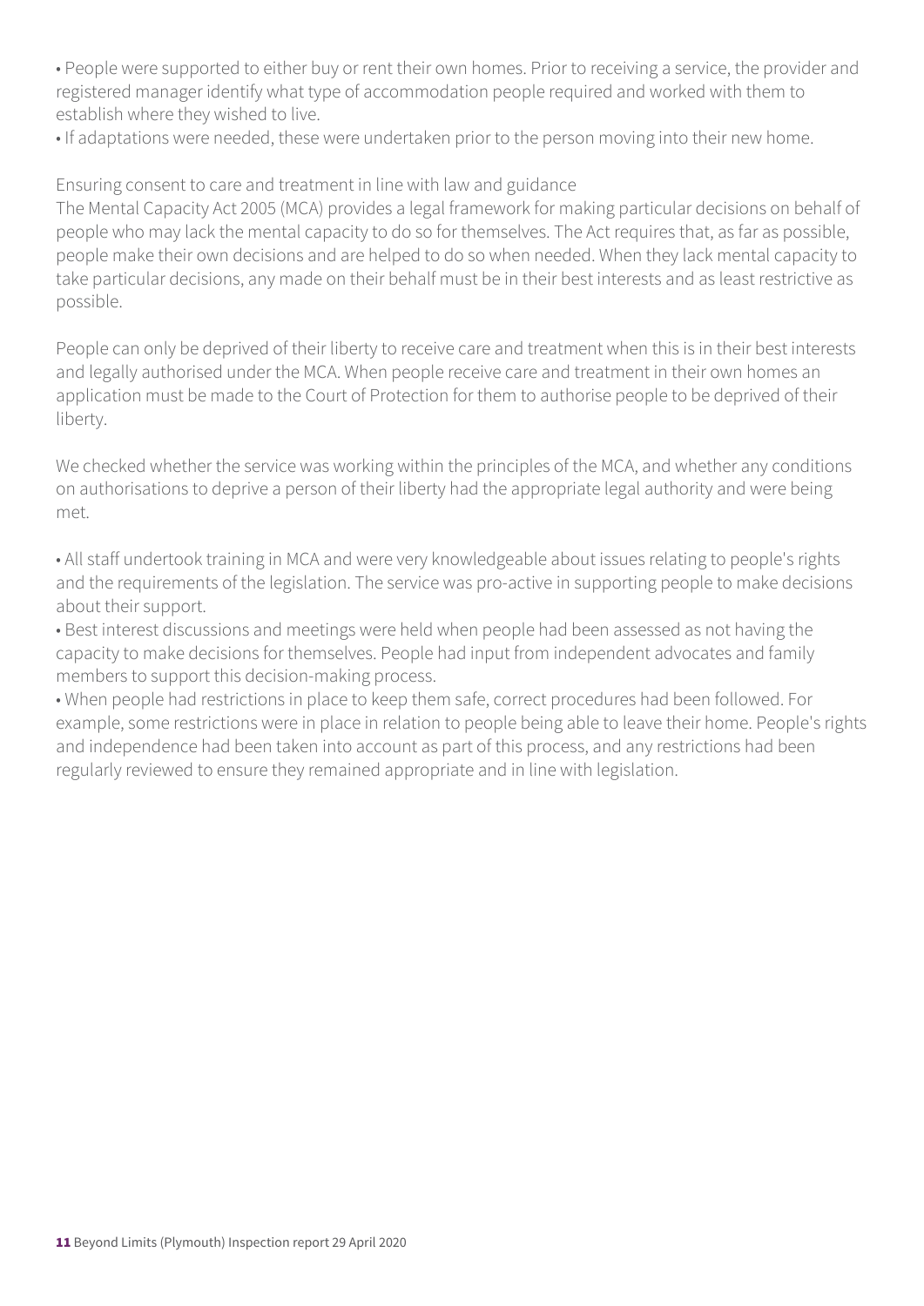- People were supported to either buy or rent their own homes. Prior to receiving a service, the provider and registered manager identify what type of accommodation people required and worked with them to establish where they wished to live.
- If adaptations were needed, these were undertaken prior to the person moving into their new home.

Ensuring consent to care and treatment in line with law and guidance

The Mental Capacity Act 2005 (MCA) provides a legal framework for making particular decisions on behalf of people who may lack the mental capacity to do so for themselves. The Act requires that, as far as possible, people make their own decisions and are helped to do so when needed. When they lack mental capacity to take particular decisions, any made on their behalf must be in their best interests and as least restrictive as possible.

People can only be deprived of their liberty to receive care and treatment when this is in their best interests and legally authorised under the MCA. When people receive care and treatment in their own homes an application must be made to the Court of Protection for them to authorise people to be deprived of their liberty.

We checked whether the service was working within the principles of the MCA, and whether any conditions on authorisations to deprive a person of their liberty had the appropriate legal authority and were being met.

- All staff undertook training in MCA and were very knowledgeable about issues relating to people's rights and the requirements of the legislation. The service was pro-active in supporting people to make decisions about their support.
- Best interest discussions and meetings were held when people had been assessed as not having the capacity to make decisions for themselves. People had input from independent advocates and family members to support this decision-making process.
- When people had restrictions in place to keep them safe, correct procedures had been followed. For example, some restrictions were in place in relation to people being able to leave their home. People's rights and independence had been taken into account as part of this process, and any restrictions had been regularly reviewed to ensure they remained appropriate and in line with legislation.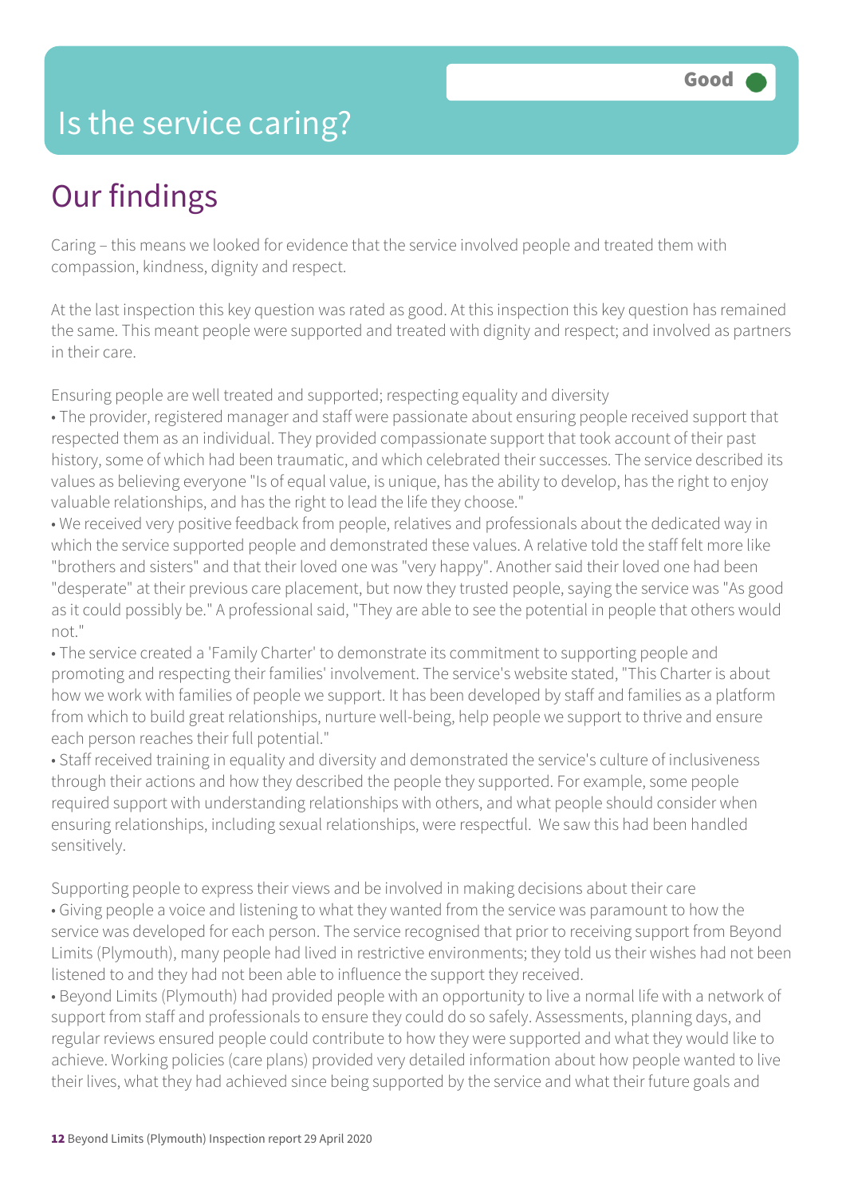# Is the service caring?

**Good**

## Our findings

Caring – this means we looked for evidence that the service involved people and treated them with compassion, kindness, dignity and respect.

At the last inspection this key question was rated as good. At this inspection this key question has remained the same. This meant people were supported and treated with dignity and respect; and involved as partners in their care.

Ensuring people are well treated and supported; respecting equality and diversity

- The provider, registered manager and staff were passionate about ensuring people received support that respected them as an individual. They provided compassionate support that took account of their past history, some of which had been traumatic, and which celebrated their successes. The service described its values as believing everyone "Is of equal value, is unique, has the ability to develop, has the right to enjoy valuable relationships, and has the right to lead the life they choose."
- We received very positive feedback from people, relatives and professionals about the dedicated way in which the service supported people and demonstrated these values. A relative told the staff felt more like "brothers and sisters" and that their loved one was "very happy". Another said their loved one had been "desperate" at their previous care placement, but now they trusted people, saying the service was "As good as it could possibly be." A professional said, "They are able to see the potential in people that others would not."
- The service created a 'Family Charter' to demonstrate its commitment to supporting people and promoting and respecting their families' involvement. The service's website stated, "This Charter is about how we work with families of people we support. It has been developed by staff and families as a platform from which to build great relationships, nurture well-being, help people we support to thrive and ensure each person reaches their full potential."
- Staff received training in equality and diversity and demonstrated the service's culture of inclusiveness through their actions and how they described the people they supported. For example, some people required support with understanding relationships with others, and what people should consider when ensuring relationships, including sexual relationships, were respectful. We saw this had been handled sensitively.

Supporting people to express their views and be involved in making decisions about their care

- Giving people a voice and listening to what they wanted from the service was paramount to how the service was developed for each person. The service recognised that prior to receiving support from Beyond Limits (Plymouth), many people had lived in restrictive environments; they told us their wishes had not been listened to and they had not been able to influence the support they received.
- Beyond Limits (Plymouth) had provided people with an opportunity to live a normal life with a network of support from staff and professionals to ensure they could do so safely. Assessments, planning days, and regular reviews ensured people could contribute to how they were supported and what they would like to achieve. Working policies (care plans) provided very detailed information about how people wanted to live their lives, what they had achieved since being supported by the service and what their future goals and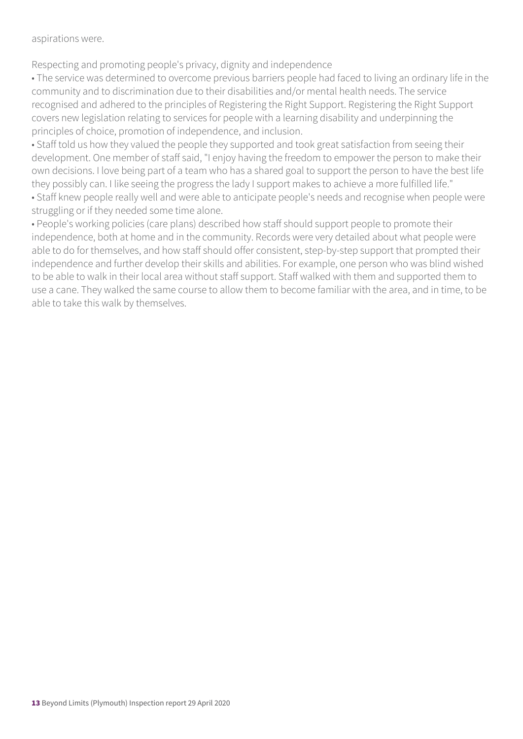aspirations were.

### Respecting and promoting people's privacy, dignity and independence

- The service was determined to overcome previous barriers people had faced to living an ordinary life in the community and to discrimination due to their disabilities and/or mental health needs. The service recognised and adhered to the principles of Registering the Right Support. Registering the Right Support covers new legislation relating to services for people with a learning disability and underpinning the principles of choice, promotion of independence, and inclusion.
- Staff told us how they valued the people they supported and took great satisfaction from seeing their development. One member of staff said, "I enjoy having the freedom to empower the person to make their own decisions. I love being part of a team who has a shared goal to support the person to have the best life they possibly can. I like seeing the progress the lady I support makes to achieve a more fulfilled life."
- Staff knew people really well and were able to anticipate people's needs and recognise when people were struggling or if they needed some time alone.
- People's working policies (care plans) described how staff should support people to promote their independence, both at home and in the community. Records were very detailed about what people were able to do for themselves, and how staff should offer consistent, step-by-step support that prompted their independence and further develop their skills and abilities. For example, one person who was blind wished to be able to walk in their local area without staff support. Staff walked with them and supported them to use a cane. They walked the same course to allow them to become familiar with the area, and in time, to be able to take this walk by themselves.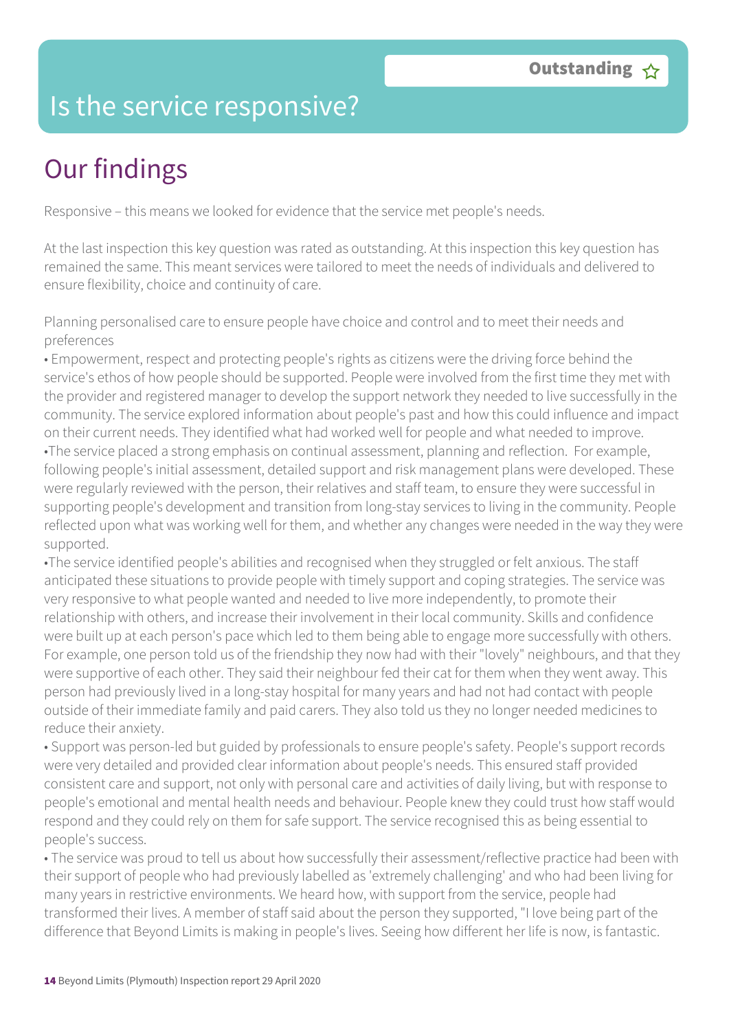# Is the service responsive?

**Outstanding** ☆

## Our findings

Responsive – this means we looked for evidence that the service met people's needs.

At the last inspection this key question was rated as outstanding. At this inspection this key question has remained the same. This meant services were tailored to meet the needs of individuals and delivered to ensure flexibility, choice and continuity of care.

Planning personalised care to ensure people have choice and control and to meet their needs and preferences

- Empowerment, respect and protecting people's rights as citizens were the driving force behind the service's ethos of how people should be supported. People were involved from the first time they met with the provider and registered manager to develop the support network they needed to live successfully in the community. The service explored information about people's past and how this could influence and impact on their current needs. They identified what had worked well for people and what needed to improve.
- The service placed a strong emphasis on continual assessment, planning and reflection. For example, following people's initial assessment, detailed support and risk management plans were developed. These were regularly reviewed with the person, their relatives and staff team, to ensure they were successful in supporting people's development and transition from long-stay services to living in the community. People reflected upon what was working well for them, and whether any changes were needed in the way they were supported.
- The service identified people's abilities and recognised when they struggled or felt anxious. The staff anticipated these situations to provide people with timely support and coping strategies. The service was very responsive to what people wanted and needed to live more independently, to promote their relationship with others, and increase their involvement in their local community. Skills and confidence were built up at each person's pace which led to them being able to engage more successfully with others. For example, one person told us of the friendship they now had with their "lovely" neighbours, and that they were supportive of each other. They said their neighbour fed their cat for them when they went away. This person had previously lived in a long-stay hospital for many years and had not had contact with people outside of their immediate family and paid carers. They also told us they no longer needed medicines to reduce their anxiety.
- Support was person-led but guided by professionals to ensure people's safety. People's support records were very detailed and provided clear information about people's needs. This ensured staff provided consistent care and support, not only with personal care and activities of daily living, but with response to people's emotional and mental health needs and behaviour. People knew they could trust how staff would respond and they could rely on them for safe support. The service recognised this as being essential to people's success.
- The service was proud to tell us about how successfully their assessment/reflective practice had been with their support of people who had previously labelled as 'extremely challenging' and who had been living for many years in restrictive environments. We heard how, with support from the service, people had transformed their lives. A member of staff said about the person they supported, "I love being part of the difference that Beyond Limits is making in people's lives. Seeing how different her life is now, is fantastic.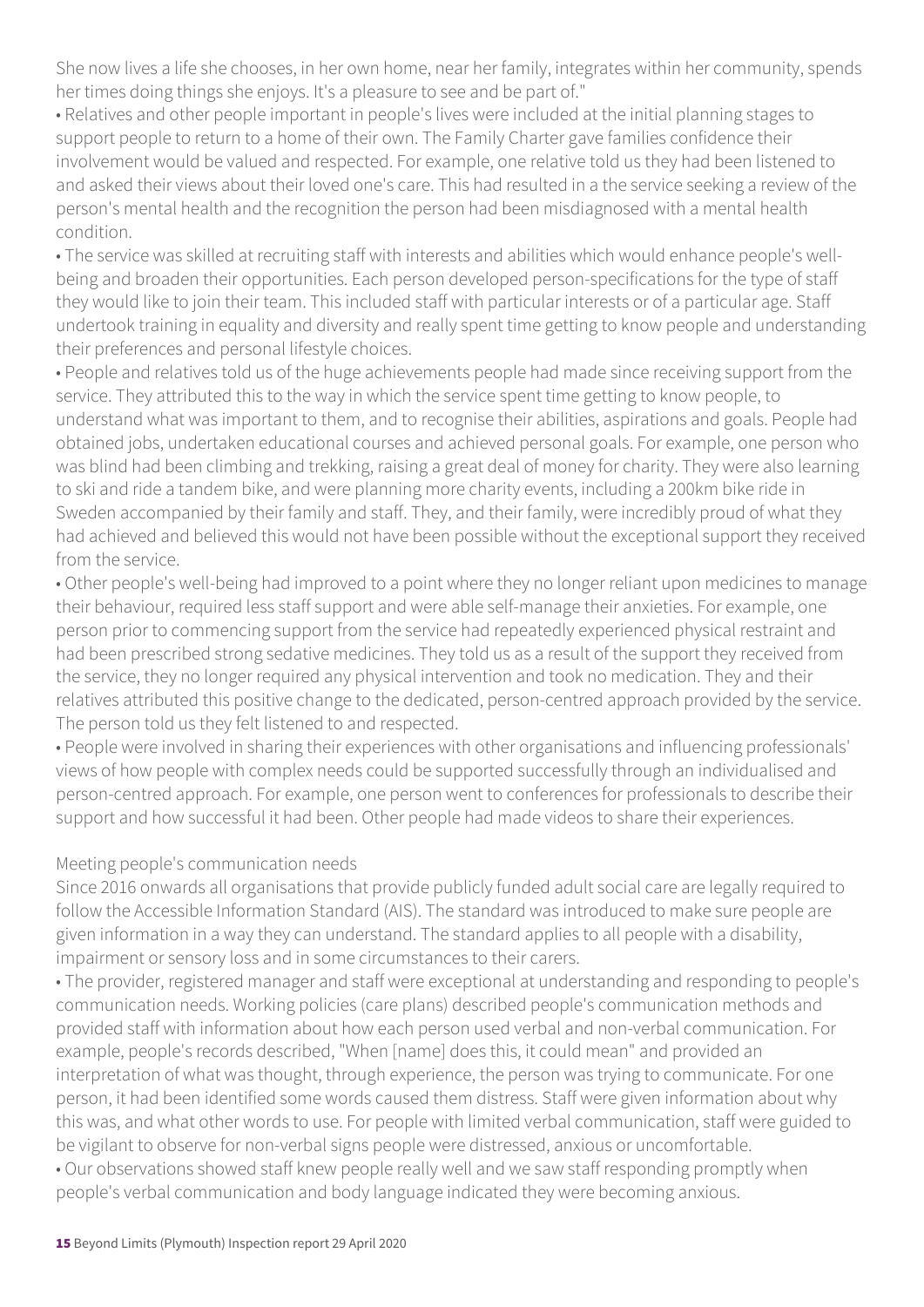She now lives a life she chooses, in her own home, near her family, integrates within her community, spends her times doing things she enjoys. It's a pleasure to see and be part of."

• Relatives and other people important in people's lives were included at the initial planning stages to support people to return to a home of their own. The Family Charter gave families confidence their involvement would be valued and respected. For example, one relative told us they had been listened to and asked their views about their loved one's care. This had resulted in a the service seeking a review of the person's mental health and the recognition the person had been misdiagnosed with a mental health condition.

• The service was skilled at recruiting staff with interests and abilities which would enhance people's well-being and broaden their opportunities. Each person developed person-specifications for the type of staff they would like to join their team. This included staff with particular interests or of a particular age. Staff undertook training in equality and diversity and really spent time getting to know people and understanding their preferences and personal lifestyle choices.

• People and relatives told us of the huge achievements people had made since receiving support from the service. They attributed this to the way in which the service spent time getting to know people, to understand what was important to them, and to recognise their abilities, aspirations and goals. People had obtained jobs, undertaken educational courses and achieved personal goals. For example, one person who was blind had been climbing and trekking, raising a great deal of money for charity. They were also learning to ski and ride a tandem bike, and were planning more charity events, including a 200km bike ride in Sweden accompanied by their family and staff. They, and their family, were incredibly proud of what they had achieved and believed this would not have been possible without the exceptional support they received from the service.

• Other people's well-being had improved to a point where they no longer reliant upon medicines to manage their behaviour, required less staff support and were able self-manage their anxieties. For example, one person prior to commencing support from the service had repeatedly experienced physical restraint and had been prescribed strong sedative medicines. They told us as a result of the support they received from the service, they no longer required any physical intervention and took no medication. They and their relatives attributed this positive change to the dedicated, person-centred approach provided by the service. The person told us they felt listened to and respected.

• People were involved in sharing their experiences with other organisations and influencing professionals' views of how people with complex needs could be supported successfully through an individualised and person-centred approach. For example, one person went to conferences for professionals to describe their support and how successful it had been. Other people had made videos to share their experiences.

Meeting people's communication needs

Since 2016 onwards all organisations that provide publicly funded adult social care are legally required to follow the Accessible Information Standard (AIS). The standard was introduced to make sure people are given information in a way they can understand. The standard applies to all people with a disability, impairment or sensory loss and in some circumstances to their carers.

• The provider, registered manager and staff were exceptional at understanding and responding to people's communication needs. Working policies (care plans) described people's communication methods and provided staff with information about how each person used verbal and non-verbal communication. For example, people's records described, "When [name] does this, it could mean" and provided an interpretation of what was thought, through experience, the person was trying to communicate. For one person, it had been identified some words caused them distress. Staff were given information about why this was, and what other words to use. For people with limited verbal communication, staff were guided to be vigilant to observe for non-verbal signs people were distressed, anxious or uncomfortable.

• Our observations showed staff knew people really well and we saw staff responding promptly when people's verbal communication and body language indicated they were becoming anxious.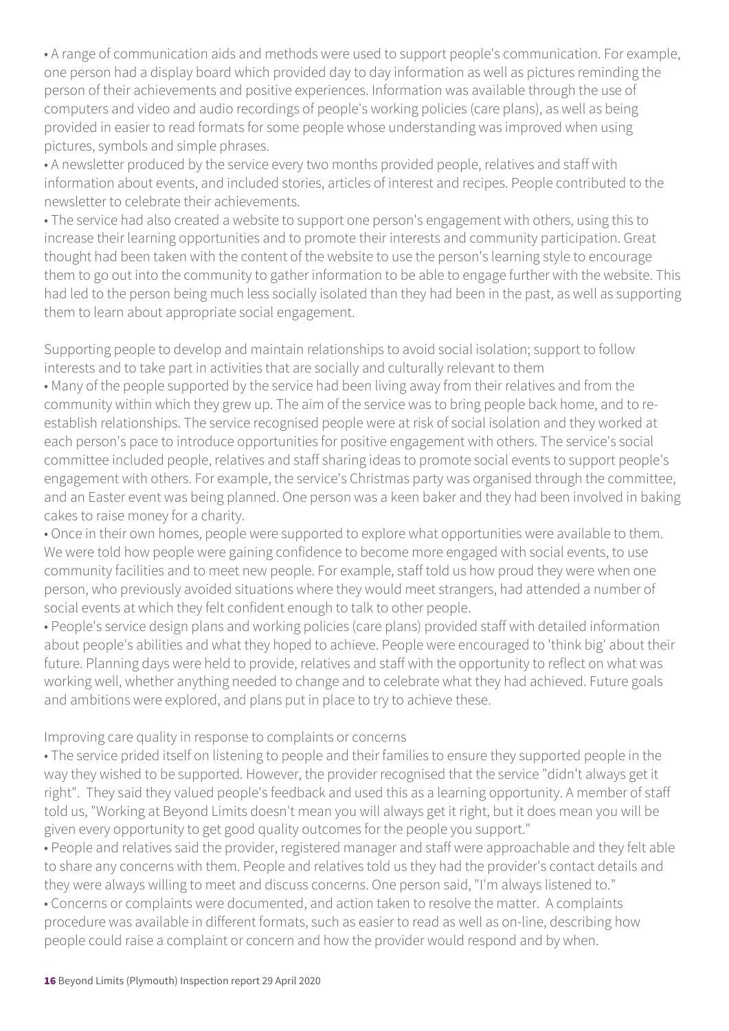- A range of communication aids and methods were used to support people's communication. For example, one person had a display board which provided day to day information as well as pictures reminding the person of their achievements and positive experiences. Information was available through the use of computers and video and audio recordings of people's working policies (care plans), as well as being provided in easier to read formats for some people whose understanding was improved when using pictures, symbols and simple phrases.
- A newsletter produced by the service every two months provided people, relatives and staff with information about events, and included stories, articles of interest and recipes. People contributed to the newsletter to celebrate their achievements.
- The service had also created a website to support one person's engagement with others, using this to increase their learning opportunities and to promote their interests and community participation. Great thought had been taken with the content of the website to use the person's learning style to encourage them to go out into the community to gather information to be able to engage further with the website. This had led to the person being much less socially isolated than they had been in the past, as well as supporting them to learn about appropriate social engagement.

Supporting people to develop and maintain relationships to avoid social isolation; support to follow interests and to take part in activities that are socially and culturally relevant to them

- Many of the people supported by the service had been living away from their relatives and from the community within which they grew up. The aim of the service was to bring people back home, and to re-establish relationships. The service recognised people were at risk of social isolation and they worked at each person's pace to introduce opportunities for positive engagement with others. The service's social committee included people, relatives and staff sharing ideas to promote social events to support people's engagement with others. For example, the service's Christmas party was organised through the committee, and an Easter event was being planned. One person was a keen baker and they had been involved in baking cakes to raise money for a charity.
- Once in their own homes, people were supported to explore what opportunities were available to them. We were told how people were gaining confidence to become more engaged with social events, to use community facilities and to meet new people. For example, staff told us how proud they were when one person, who previously avoided situations where they would meet strangers, had attended a number of social events at which they felt confident enough to talk to other people.
- People's service design plans and working policies (care plans) provided staff with detailed information about people's abilities and what they hoped to achieve. People were encouraged to 'think big' about their future. Planning days were held to provide, relatives and staff with the opportunity to reflect on what was working well, whether anything needed to change and to celebrate what they had achieved. Future goals and ambitions were explored, and plans put in place to try to achieve these.

Improving care quality in response to complaints or concerns

- The service prided itself on listening to people and their families to ensure they supported people in the way they wished to be supported. However, the provider recognised that the service "didn't always get it right". They said they valued people's feedback and used this as a learning opportunity. A member of staff told us, "Working at Beyond Limits doesn't mean you will always get it right, but it does mean you will be given every opportunity to get good quality outcomes for the people you support."
- People and relatives said the provider, registered manager and staff were approachable and they felt able to share any concerns with them. People and relatives told us they had the provider's contact details and they were always willing to meet and discuss concerns. One person said, "I'm always listened to."
- Concerns or complaints were documented, and action taken to resolve the matter. A complaints procedure was available in different formats, such as easier to read as well as on-line, describing how people could raise a complaint or concern and how the provider would respond and by when.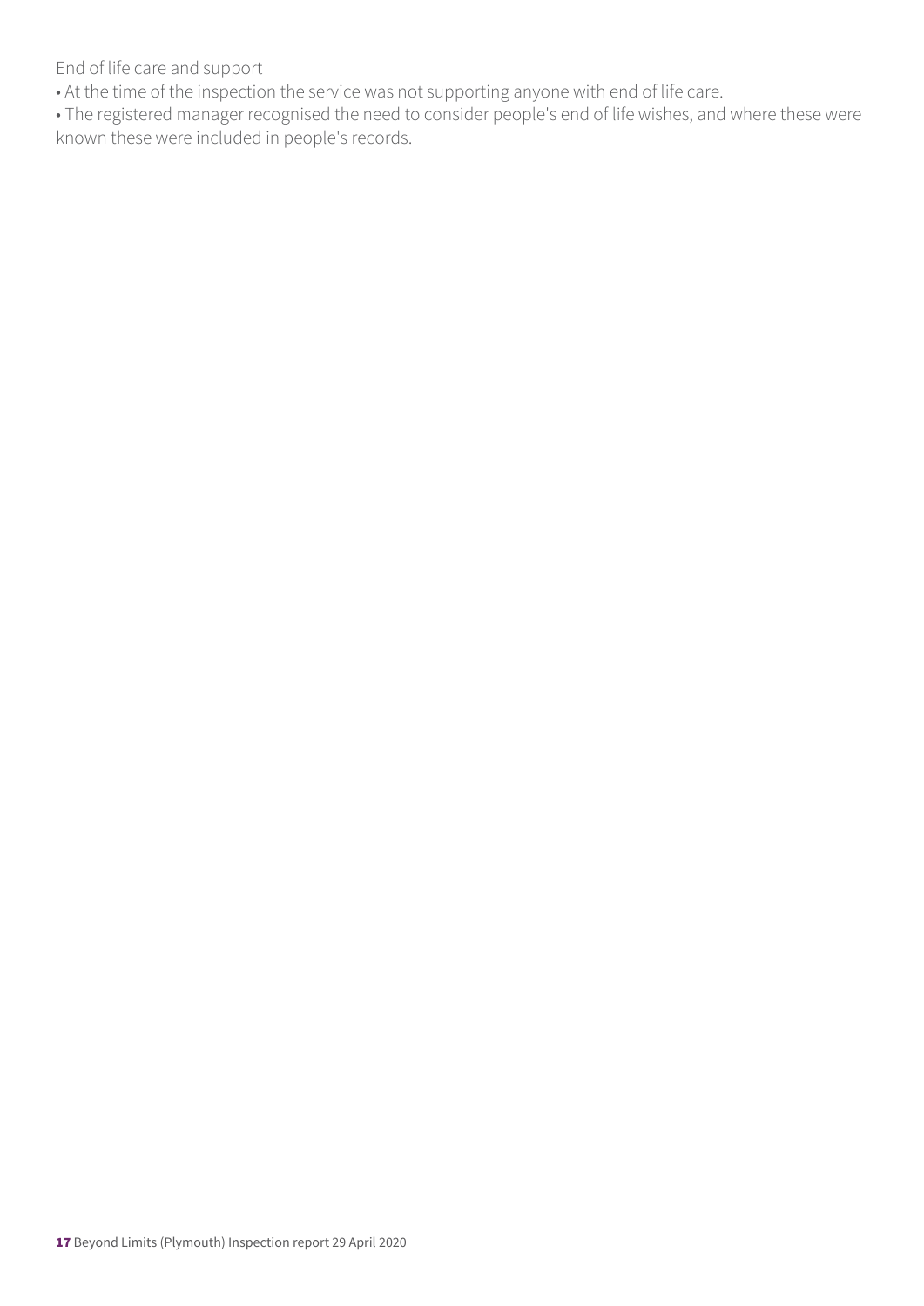End of life care and support

- At the time of the inspection the service was not supporting anyone with end of life care.
- The registered manager recognised the need to consider people's end of life wishes, and where these were known these were included in people's records.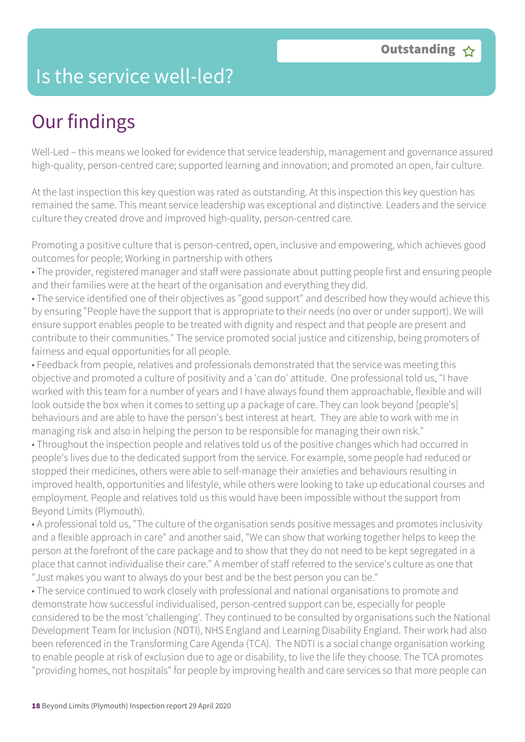# Is the service well-led?

**Outstanding** ☆

## Our findings

Well-Led – this means we looked for evidence that service leadership, management and governance assured high-quality, person-centred care; supported learning and innovation; and promoted an open, fair culture.

At the last inspection this key question was rated as outstanding. At this inspection this key question has remained the same. This meant service leadership was exceptional and distinctive. Leaders and the service culture they created drove and improved high-quality, person-centred care.

Promoting a positive culture that is person-centred, open, inclusive and empowering, which achieves good outcomes for people; Working in partnership with others

- The provider, registered manager and staff were passionate about putting people first and ensuring people and their families were at the heart of the organisation and everything they did.
- The service identified one of their objectives as "good support" and described how they would achieve this by ensuring "People have the support that is appropriate to their needs (no over or under support). We will ensure support enables people to be treated with dignity and respect and that people are present and contribute to their communities." The service promoted social justice and citizenship, being promoters of fairness and equal opportunities for all people.
- Feedback from people, relatives and professionals demonstrated that the service was meeting this objective and promoted a culture of positivity and a 'can do' attitude. One professional told us, "I have worked with this team for a number of years and I have always found them approachable, flexible and will look outside the box when it comes to setting up a package of care. They can look beyond [people's] behaviours and are able to have the person's best interest at heart. They are able to work with me in managing risk and also in helping the person to be responsible for managing their own risk."
- Throughout the inspection people and relatives told us of the positive changes which had occurred in people's lives due to the dedicated support from the service. For example, some people had reduced or stopped their medicines, others were able to self-manage their anxieties and behaviours resulting in improved health, opportunities and lifestyle, while others were looking to take up educational courses and employment. People and relatives told us this would have been impossible without the support from Beyond Limits (Plymouth).
- A professional told us, "The culture of the organisation sends positive messages and promotes inclusivity and a flexible approach in care" and another said, "We can show that working together helps to keep the person at the forefront of the care package and to show that they do not need to be kept segregated in a place that cannot individualise their care." A member of staff referred to the service's culture as one that "Just makes you want to always do your best and be the best person you can be."
- The service continued to work closely with professional and national organisations to promote and demonstrate how successful individualised, person-centred support can be, especially for people considered to be the most 'challenging'. They continued to be consulted by organisations such the National Development Team for Inclusion (NDTI), NHS England and Learning Disability England. Their work had also been referenced in the Transforming Care Agenda (TCA). The NDTI is a social change organisation working to enable people at risk of exclusion due to age or disability, to live the life they choose. The TCA promotes "providing homes, not hospitals" for people by improving health and care services so that more people can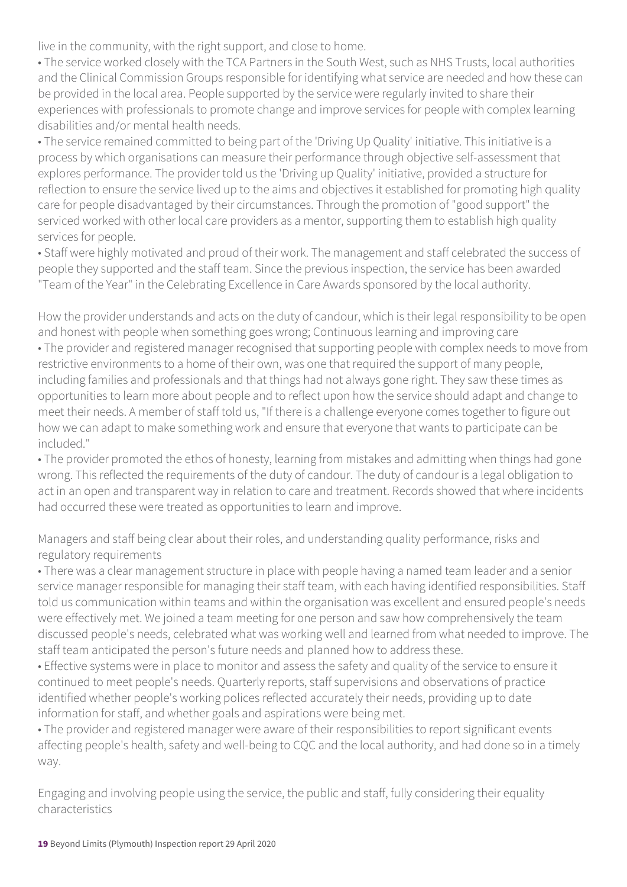live in the community, with the right support, and close to home.

• The service worked closely with the TCA Partners in the South West, such as NHS Trusts, local authorities and the Clinical Commission Groups responsible for identifying what service are needed and how these can be provided in the local area. People supported by the service were regularly invited to share their experiences with professionals to promote change and improve services for people with complex learning disabilities and/or mental health needs.

• The service remained committed to being part of the 'Driving Up Quality' initiative. This initiative is a process by which organisations can measure their performance through objective self-assessment that explores performance. The provider told us the 'Driving up Quality' initiative, provided a structure for reflection to ensure the service lived up to the aims and objectives it established for promoting high quality care for people disadvantaged by their circumstances. Through the promotion of "good support" the serviced worked with other local care providers as a mentor, supporting them to establish high quality services for people.

• Staff were highly motivated and proud of their work. The management and staff celebrated the success of people they supported and the staff team. Since the previous inspection, the service has been awarded "Team of the Year" in the Celebrating Excellence in Care Awards sponsored by the local authority.

How the provider understands and acts on the duty of candour, which is their legal responsibility to be open and honest with people when something goes wrong; Continuous learning and improving care

• The provider and registered manager recognised that supporting people with complex needs to move from restrictive environments to a home of their own, was one that required the support of many people, including families and professionals and that things had not always gone right. They saw these times as opportunities to learn more about people and to reflect upon how the service should adapt and change to meet their needs. A member of staff told us, "If there is a challenge everyone comes together to figure out how we can adapt to make something work and ensure that everyone that wants to participate can be included."

• The provider promoted the ethos of honesty, learning from mistakes and admitting when things had gone wrong. This reflected the requirements of the duty of candour. The duty of candour is a legal obligation to act in an open and transparent way in relation to care and treatment. Records showed that where incidents had occurred these were treated as opportunities to learn and improve.

Managers and staff being clear about their roles, and understanding quality performance, risks and regulatory requirements

• There was a clear management structure in place with people having a named team leader and a senior service manager responsible for managing their staff team, with each having identified responsibilities. Staff told us communication within teams and within the organisation was excellent and ensured people's needs were effectively met. We joined a team meeting for one person and saw how comprehensively the team discussed people's needs, celebrated what was working well and learned from what needed to improve. The staff team anticipated the person's future needs and planned how to address these.

• Effective systems were in place to monitor and assess the safety and quality of the service to ensure it continued to meet people's needs. Quarterly reports, staff supervisions and observations of practice identified whether people's working polices reflected accurately their needs, providing up to date information for staff, and whether goals and aspirations were being met.

• The provider and registered manager were aware of their responsibilities to report significant events affecting people's health, safety and well-being to CQC and the local authority, and had done so in a timely way.

Engaging and involving people using the service, the public and staff, fully considering their equality characteristics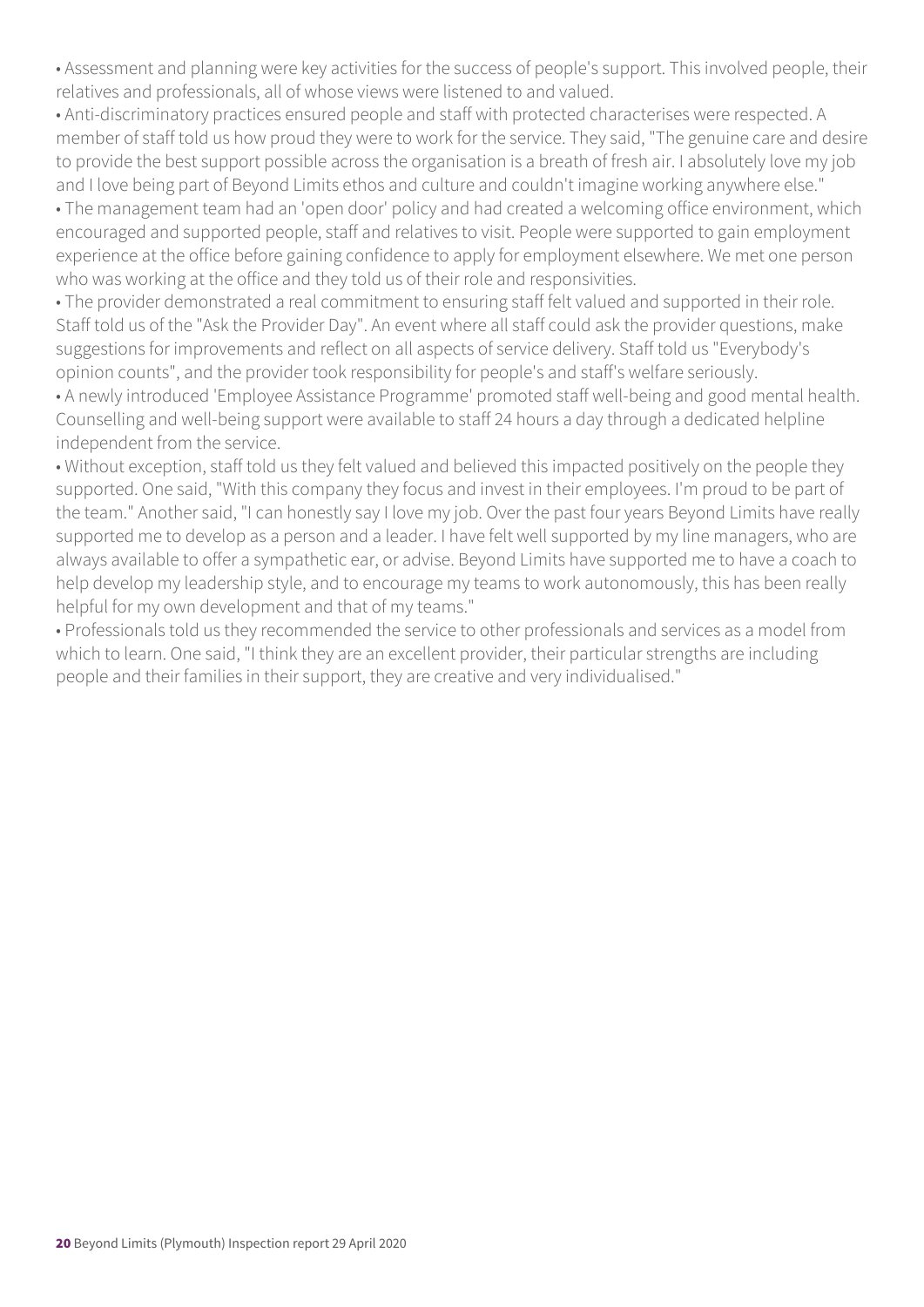- Assessment and planning were key activities for the success of people's support. This involved people, their relatives and professionals, all of whose views were listened to and valued.
- Anti-discriminatory practices ensured people and staff with protected characterises were respected. A member of staff told us how proud they were to work for the service. They said, "The genuine care and desire to provide the best support possible across the organisation is a breath of fresh air. I absolutely love my job and I love being part of Beyond Limits ethos and culture and couldn't imagine working anywhere else."
- The management team had an 'open door' policy and had created a welcoming office environment, which encouraged and supported people, staff and relatives to visit. People were supported to gain employment experience at the office before gaining confidence to apply for employment elsewhere. We met one person who was working at the office and they told us of their role and responsivities.
- The provider demonstrated a real commitment to ensuring staff felt valued and supported in their role. Staff told us of the "Ask the Provider Day". An event where all staff could ask the provider questions, make suggestions for improvements and reflect on all aspects of service delivery. Staff told us "Everybody's opinion counts", and the provider took responsibility for people's and staff's welfare seriously.
- A newly introduced 'Employee Assistance Programme' promoted staff well-being and good mental health. Counselling and well-being support were available to staff 24 hours a day through a dedicated helpline independent from the service.
- Without exception, staff told us they felt valued and believed this impacted positively on the people they supported. One said, "With this company they focus and invest in their employees. I'm proud to be part of the team." Another said, "I can honestly say I love my job. Over the past four years Beyond Limits have really supported me to develop as a person and a leader. I have felt well supported by my line managers, who are always available to offer a sympathetic ear, or advise. Beyond Limits have supported me to have a coach to help develop my leadership style, and to encourage my teams to work autonomously, this has been really helpful for my own development and that of my teams."
- Professionals told us they recommended the service to other professionals and services as a model from which to learn. One said, "I think they are an excellent provider, their particular strengths are including people and their families in their support, they are creative and very individualised."